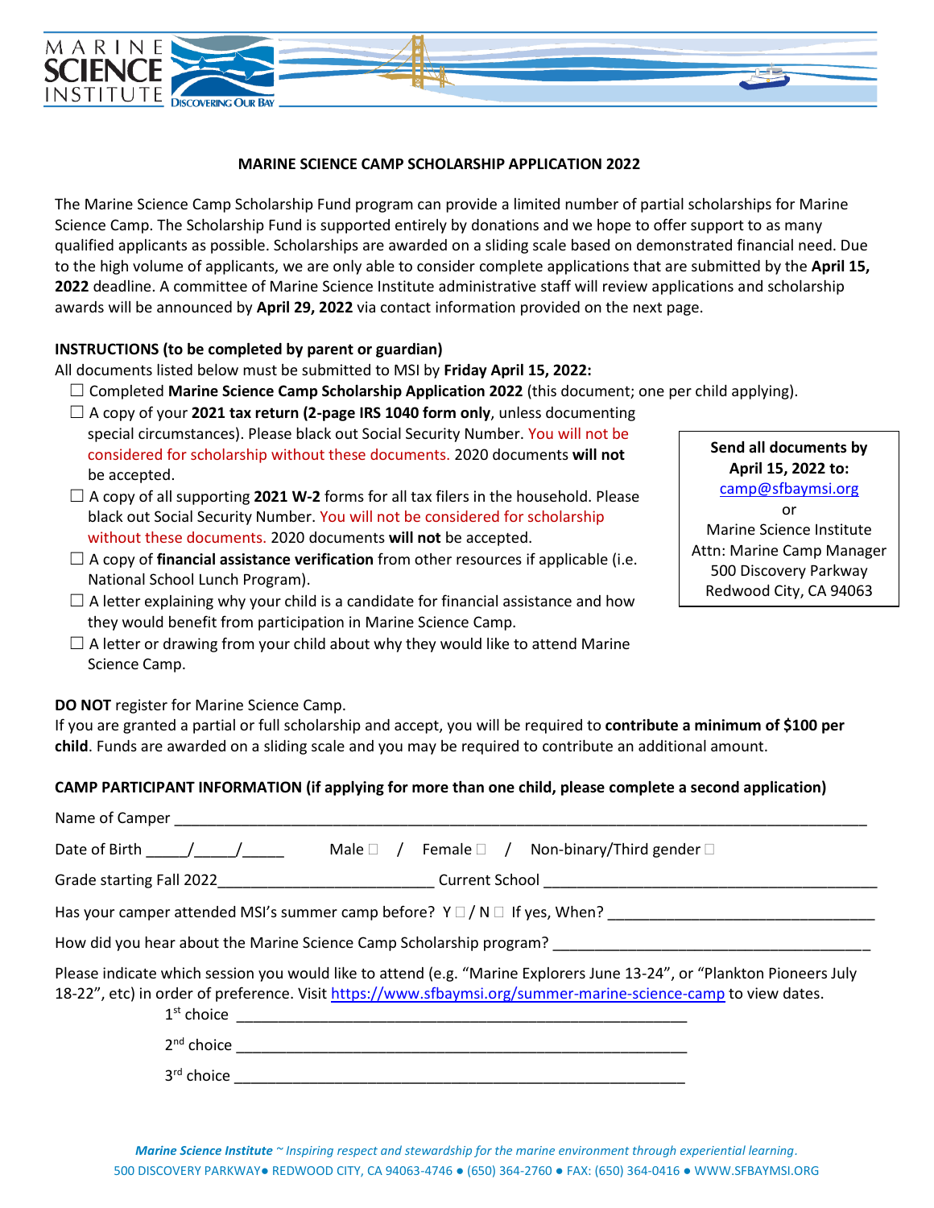# MARINE SCIENCE CAMP SCHOLARSHIP APPLICATION 2022

The Marine Science Camp Scholarship Fund program can provide a limited number of partial scholarships for Marine Science Camp. The Scholarship Fund is supported entirely by donations and we hope to offer support to as many qualified applicants as possible. Scholarships are awarded on a sliding scale based on demonstrated financial need. Due to the high volume of applicants, we are only able to consider complete applications that are submitted by the **April 15, 2022** deadline. A committee of Marine Science Institute administrative staff will review applications and scholarship awards will be announced by **April 29, 2022** via contact information provided on the next page.

**INSTRUCTIONS (to be completed by parent or guardian)**

All documents listed below must be submitted to MSI by **Friday April 15, 2022:**

- ☐ Completed **Marine Science Camp Scholarship Application 2022** (this document; one per child applying).
- ☐ A copy of your **2021 tax return (2-page IRS 1040 form only**, unless documenting special circumstances). Please black out Social Security Number. You will not be considered for scholarship without these documents. 2020 documents **will not** be accepted.
- ☐ A copy of all supporting **2021 W-2** forms for all tax filers in the household. Please black out Social Security Number. You will not be considered for scholarship without these documents. 2020 documents **will not** be accepted.
- ☐ A copy of **financial assistance verification** from other resources if applicable (i.e. National School Lunch Program).
- ☐ A letter explaining why your child is a candidate for financial assistance and how they would benefit from participation in Marine Science Camp.
- ☐ A letter or drawing from your child about why they would like to attend Marine Science Camp.

**Send all documents by April 15, 2022 to:**
camp@sfbaymsi.org
or
Marine Science Institute
Attn: Marine Camp Manager
500 Discovery Parkway
Redwood City, CA 94063

**DO NOT** register for Marine Science Camp.

If you are granted a partial or full scholarship and accept, you will be required to **contribute a minimum of $100 per child**. Funds are awarded on a sliding scale and you may be required to contribute an additional amount.

**CAMP PARTICIPANT INFORMATION (if applying for more than one child, please complete a second application)**

Name of Camper ____________________________________________

Date of Birth _____/_____/_____ Male ☐ / Female ☐ / Non-binary/Third gender ☐

Grade starting Fall 2022__________________________ Current School ______________________________

Has your camper attended MSI's summer camp before? Y ☐ / N ☐ If yes, When? ______________________

How did you hear about the Marine Science Camp Scholarship program? ______________________________

Please indicate which session you would like to attend (e.g. "Marine Explorers June 13-24", or "Plankton Pioneers July 18-22", etc) in order of preference. Visit https://www.sfbaymsi.org/summer-marine-science-camp to view dates.

1st choice ____________________________________________

2nd choice ____________________________________________

3rd choice ____________________________________________

*Marine Science Institute ~ Inspiring respect and stewardship for the marine environment through experiential learning.*

500 DISCOVERY PARKWAY● REDWOOD CITY, CA 94063-4746 ● (650) 364-2760 ● FAX: (650) 364-0416 ● WWW.SFBAYMSI.ORG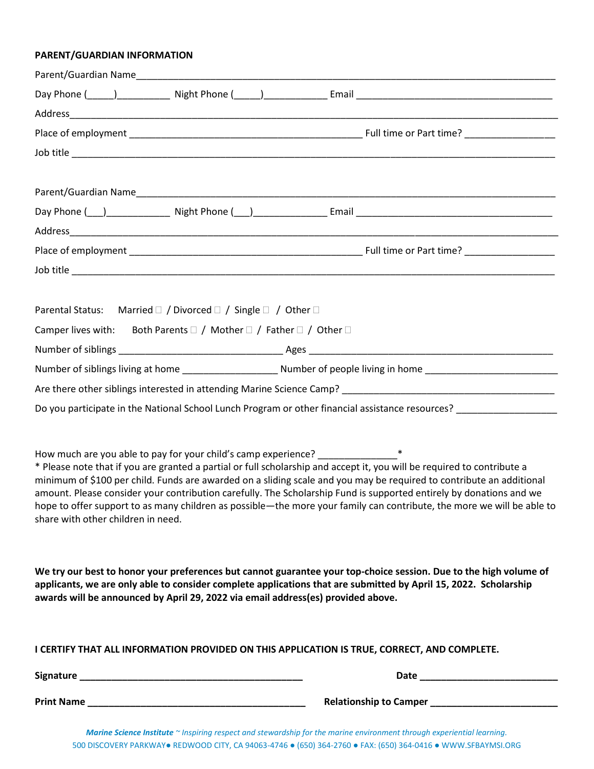**PARENT/GUARDIAN INFORMATION**

Parent/Guardian Name___________________________________________________________________________

Day Phone (_____)__________ Night Phone (_____)____________ Email ____________________________________

Address_______________________________________________________________________________________

Place of employment ___________________________________________ Full time or Part time? ________________

Job title _______________________________________________________________________________________

Parent/Guardian Name___________________________________________________________________________

Day Phone (___)____________ Night Phone (___)______________ Email ____________________________________

Address_______________________________________________________________________________________

Place of employment ___________________________________________ Full time or Part time? ________________

Job title _______________________________________________________________________________________

Parental Status: Married ☐ / Divorced ☐ / Single ☐ / Other ☐

Camper lives with: Both Parents ☐ / Mother ☐ / Father ☐ / Other ☐

Number of siblings ______________________________ Ages ______________________________________________

Number of siblings living at home _________________ Number of people living in home ________________________

Are there other siblings interested in attending Marine Science Camp? _______________________________________

Do you participate in the National School Lunch Program or other financial assistance resources? __________________

How much are you able to pay for your child's camp experience? ______________*

* Please note that if you are granted a partial or full scholarship and accept it, you will be required to contribute a minimum of $100 per child. Funds are awarded on a sliding scale and you may be required to contribute an additional amount. Please consider your contribution carefully. The Scholarship Fund is supported entirely by donations and we hope to offer support to as many children as possible—the more your family can contribute, the more we will be able to share with other children in need.

**We try our best to honor your preferences but cannot guarantee your top-choice session. Due to the high volume of applicants, we are only able to consider complete applications that are submitted by April 15, 2022. Scholarship awards will be announced by April 29, 2022 via email address(es) provided above.**

**I CERTIFY THAT ALL INFORMATION PROVIDED ON THIS APPLICATION IS TRUE, CORRECT, AND COMPLETE.**

**Signature ________________________________________** **Date __________________________**

**Print Name ________________________________________** **Relationship to Camper ________________________**

*Marine Science Institute ~ Inspiring respect and stewardship for the marine environment through experiential learning.*

500 DISCOVERY PARKWAY● REDWOOD CITY, CA 94063-4746 ● (650) 364-2760 ● FAX: (650) 364-0416 ● WWW.SFBAYMSI.ORG